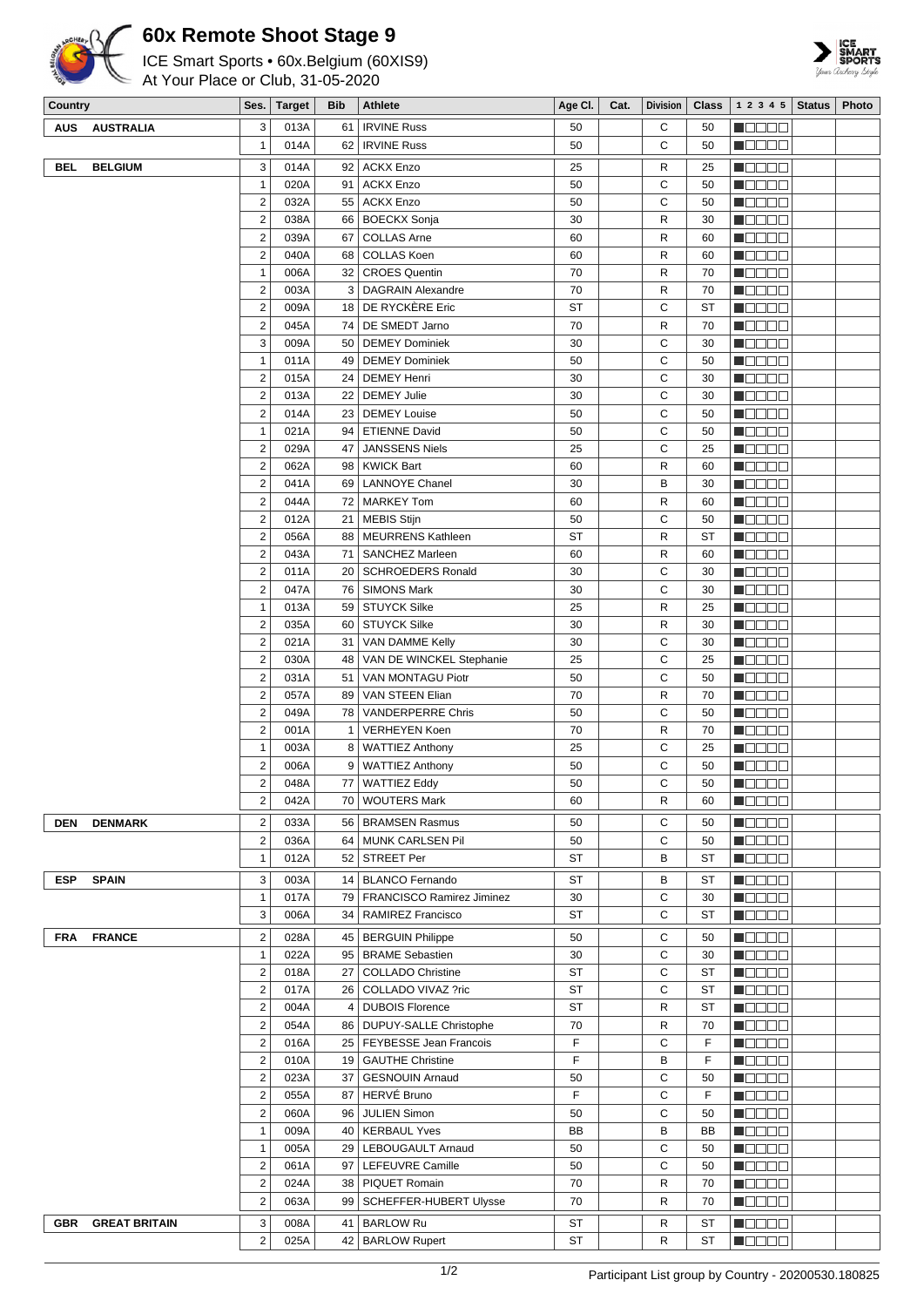# 60x Remote Shoot Stage 9

ICE Smart Sports • 60x.Belgium (60XIS9)
At Your Place or Club, 31-05-2020

| Country | Ses. | Target | Bib | Athlete | Age Cl. | Cat. | Division | Class | 1 2 3 4 5 | Status | Photo |
|---|---|---|---|---|---|---|---|---|---|---|---|
| AUS AUSTRALIA | 3 | 013A | 61 | IRVINE Russ | 50 | | C | 50 | | | |
| | 1 | 014A | 62 | IRVINE Russ | 50 | | C | 50 | | | |
| BEL BELGIUM | 3 | 014A | 92 | ACKX Enzo | 25 | | R | 25 | | | |
| | 1 | 020A | 91 | ACKX Enzo | 50 | | C | 50 | | | |
| | 2 | 032A | 55 | ACKX Enzo | 50 | | C | 50 | | | |
| | 2 | 038A | 66 | BOECKX Sonja | 30 | | R | 30 | | | |
| | 2 | 039A | 67 | COLLAS Arne | 60 | | R | 60 | | | |
| | 2 | 040A | 68 | COLLAS Koen | 60 | | R | 60 | | | |
| | 1 | 006A | 32 | CROES Quentin | 70 | | R | 70 | | | |
| | 2 | 003A | 3 | DAGRAIN Alexandre | 70 | | R | 70 | | | |
| | 2 | 009A | 18 | DE RYCKÈRE Eric | ST | | C | ST | | | |
| | 2 | 045A | 74 | DE SMEDT Jarno | 70 | | R | 70 | | | |
| | 3 | 009A | 50 | DEMEY Dominiek | 30 | | C | 30 | | | |
| | 1 | 011A | 49 | DEMEY Dominiek | 50 | | C | 50 | | | |
| | 2 | 015A | 24 | DEMEY Henri | 30 | | C | 30 | | | |
| | 2 | 013A | 22 | DEMEY Julie | 30 | | C | 30 | | | |
| | 2 | 014A | 23 | DEMEY Louise | 50 | | C | 50 | | | |
| | 1 | 021A | 94 | ETIENNE David | 50 | | C | 50 | | | |
| | 2 | 029A | 47 | JANSSENS Niels | 25 | | C | 25 | | | |
| | 2 | 062A | 98 | KWICK Bart | 60 | | R | 60 | | | |
| | 2 | 041A | 69 | LANNOYE Chanel | 30 | | B | 30 | | | |
| | 2 | 044A | 72 | MARKEY Tom | 60 | | R | 60 | | | |
| | 2 | 012A | 21 | MEBIS Stijn | 50 | | C | 50 | | | |
| | 2 | 056A | 88 | MEURRENS Kathleen | ST | | R | ST | | | |
| | 2 | 043A | 71 | SANCHEZ Marleen | 60 | | R | 60 | | | |
| | 2 | 011A | 20 | SCHROEDERS Ronald | 30 | | C | 30 | | | |
| | 2 | 047A | 76 | SIMONS Mark | 30 | | C | 30 | | | |
| | 1 | 013A | 59 | STUYCK Silke | 25 | | R | 25 | | | |
| | 2 | 035A | 60 | STUYCK Silke | 30 | | R | 30 | | | |
| | 2 | 021A | 31 | VAN DAMME Kelly | 30 | | C | 30 | | | |
| | 2 | 030A | 48 | VAN DE WINCKEL Stephanie | 25 | | C | 25 | | | |
| | 2 | 031A | 51 | VAN MONTAGU Piotr | 50 | | C | 50 | | | |
| | 2 | 057A | 89 | VAN STEEN Elian | 70 | | R | 70 | | | |
| | 2 | 049A | 78 | VANDERPERRE Chris | 50 | | C | 50 | | | |
| | 2 | 001A | 1 | VERHEYEN Koen | 70 | | R | 70 | | | |
| | 1 | 003A | 8 | WATTIEZ Anthony | 25 | | C | 25 | | | |
| | 2 | 006A | 9 | WATTIEZ Anthony | 50 | | C | 50 | | | |
| | 2 | 048A | 77 | WATTIEZ Eddy | 50 | | C | 50 | | | |
| | 2 | 042A | 70 | WOUTERS Mark | 60 | | R | 60 | | | |
| DEN DENMARK | 2 | 033A | 56 | BRAMSEN Rasmus | 50 | | C | 50 | | | |
| | 2 | 036A | 64 | MUNK CARLSEN Pil | 50 | | C | 50 | | | |
| | 1 | 012A | 52 | STREET Per | ST | | B | ST | | | |
| ESP SPAIN | 3 | 003A | 14 | BLANCO Fernando | ST | | B | ST | | | |
| | 1 | 017A | 79 | FRANCISCO Ramirez Jiminez | 30 | | C | 30 | | | |
| | 3 | 006A | 34 | RAMIREZ Francisco | ST | | C | ST | | | |
| FRA FRANCE | 2 | 028A | 45 | BERGUIN Philippe | 50 | | C | 50 | | | |
| | 1 | 022A | 95 | BRAME Sebastien | 30 | | C | 30 | | | |
| | 2 | 018A | 27 | COLLADO Christine | ST | | C | ST | | | |
| | 2 | 017A | 26 | COLLADO VIVAZ ?ric | ST | | C | ST | | | |
| | 2 | 004A | 4 | DUBOIS Florence | ST | | R | ST | | | |
| | 2 | 054A | 86 | DUPUY-SALLE Christophe | 70 | | R | 70 | | | |
| | 2 | 016A | 25 | FEYBESSE Jean Francois | F | | C | F | | | |
| | 2 | 010A | 19 | GAUTHE Christine | F | | B | F | | | |
| | 2 | 023A | 37 | GESNOUIN Arnaud | 50 | | C | 50 | | | |
| | 2 | 055A | 87 | HERVÉ Bruno | F | | C | F | | | |
| | 2 | 060A | 96 | JULIEN Simon | 50 | | C | 50 | | | |
| | 1 | 009A | 40 | KERBAUL Yves | BB | | B | BB | | | |
| | 1 | 005A | 29 | LEBOUGAULT Arnaud | 50 | | C | 50 | | | |
| | 2 | 061A | 97 | LEFEUVRE Camille | 50 | | C | 50 | | | |
| | 2 | 024A | 38 | PIQUET Romain | 70 | | R | 70 | | | |
| | 2 | 063A | 99 | SCHEFFER-HUBERT Ulysse | 70 | | R | 70 | | | |
| GBR GREAT BRITAIN | 3 | 008A | 41 | BARLOW Ru | ST | | R | ST | | | |
| | 2 | 025A | 42 | BARLOW Rupert | ST | | R | ST | | | |

Participant List group by Country - 20200530.180825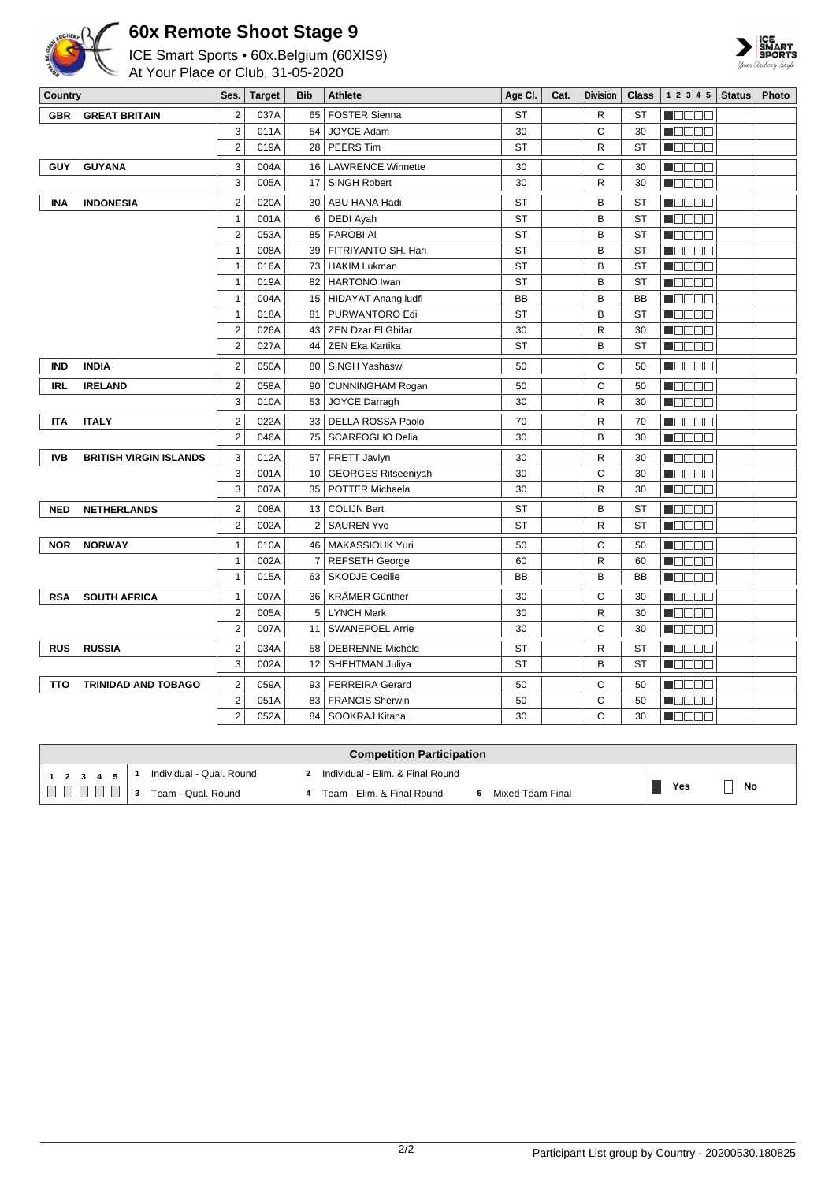# 60x Remote Shoot Stage 9

ICE Smart Sports • 60x.Belgium (60XIS9)
At Your Place or Club, 31-05-2020

| Country | | Ses. | Target | Bib | Athlete | Age Cl. | Cat. | Division | Class | 1 2 3 4 5 | Status | Photo |
|---|---|---|---|---|---|---|---|---|---|---|---|---|
| GBR | GREAT BRITAIN | 2 | 037A | 65 | FOSTER Sienna | ST | | R | ST | ■□□□□ | | |
| | | 3 | 011A | 54 | JOYCE Adam | 30 | | C | 30 | ■□□□□ | | |
| | | 2 | 019A | 28 | PEERS Tim | ST | | R | ST | ■□□□□ | | |
| GUY | GUYANA | 3 | 004A | 16 | LAWRENCE Winnette | 30 | | C | 30 | ■□□□□ | | |
| | | 3 | 005A | 17 | SINGH Robert | 30 | | R | 30 | ■□□□□ | | |
| INA | INDONESIA | 2 | 020A | 30 | ABU HANA Hadi | ST | | B | ST | ■□□□□ | | |
| | | 1 | 001A | 6 | DEDI Ayah | ST | | B | ST | ■□□□□ | | |
| | | 2 | 053A | 85 | FAROBI Al | ST | | B | ST | ■□□□□ | | |
| | | 1 | 008A | 39 | FITRIYANTO SH. Hari | ST | | B | ST | ■□□□□ | | |
| | | 1 | 016A | 73 | HAKIM Lukman | ST | | B | ST | ■□□□□ | | |
| | | 1 | 019A | 82 | HARTONO Iwan | ST | | B | ST | ■□□□□ | | |
| | | 1 | 004A | 15 | HIDAYAT Anang ludfi | BB | | B | BB | ■□□□□ | | |
| | | 1 | 018A | 81 | PURWANTORO Edi | ST | | B | ST | ■□□□□ | | |
| | | 2 | 026A | 43 | ZEN Dzar El Ghifar | 30 | | R | 30 | ■□□□□ | | |
| | | 2 | 027A | 44 | ZEN Eka Kartika | ST | | B | ST | ■□□□□ | | |
| IND | INDIA | 2 | 050A | 80 | SINGH Yashaswi | 50 | | C | 50 | ■□□□□ | | |
| IRL | IRELAND | 2 | 058A | 90 | CUNNINGHAM Rogan | 50 | | C | 50 | ■□□□□ | | |
| | | 3 | 010A | 53 | JOYCE Darragh | 30 | | R | 30 | ■□□□□ | | |
| ITA | ITALY | 2 | 022A | 33 | DELLA ROSSA Paolo | 70 | | R | 70 | ■□□□□ | | |
| | | 2 | 046A | 75 | SCARFOGLIO Delia | 30 | | B | 30 | ■□□□□ | | |
| IVB | BRITISH VIRGIN ISLANDS | 3 | 012A | 57 | FRETT Javlyn | 30 | | R | 30 | ■□□□□ | | |
| | | 3 | 001A | 10 | GEORGES Ritseeniyah | 30 | | C | 30 | ■□□□□ | | |
| | | 3 | 007A | 35 | POTTER Michaela | 30 | | R | 30 | ■□□□□ | | |
| NED | NETHERLANDS | 2 | 008A | 13 | COLIJN Bart | ST | | B | ST | ■□□□□ | | |
| | | 2 | 002A | 2 | SAUREN Yvo | ST | | R | ST | ■□□□□ | | |
| NOR | NORWAY | 1 | 010A | 46 | MAKASSIOUK Yuri | 50 | | C | 50 | ■□□□□ | | |
| | | 1 | 002A | 7 | REFSETH George | 60 | | R | 60 | ■□□□□ | | |
| | | 1 | 015A | 63 | SKODJE Cecilie | BB | | B | BB | ■□□□□ | | |
| RSA | SOUTH AFRICA | 1 | 007A | 36 | KRÄMER Günther | 30 | | C | 30 | ■□□□□ | | |
| | | 2 | 005A | 5 | LYNCH Mark | 30 | | R | 30 | ■□□□□ | | |
| | | 2 | 007A | 11 | SWANEPOEL Arrie | 30 | | C | 30 | ■□□□□ | | |
| RUS | RUSSIA | 2 | 034A | 58 | DEBRENNE Michèle | ST | | R | ST | ■□□□□ | | |
| | | 3 | 002A | 12 | SHEHTMAN Juliya | ST | | B | ST | ■□□□□ | | |
| TTO | TRINIDAD AND TOBAGO | 2 | 059A | 93 | FERREIRA Gerard | 50 | | C | 50 | ■□□□□ | | |
| | | 2 | 051A | 83 | FRANCIS Sherwin | 50 | | C | 50 | ■□□□□ | | |
| | | 2 | 052A | 84 | SOOKRAJ Kitana | 30 | | C | 30 | ■□□□□ | | |

**Competition Participation**

| 1 2 3 4 5 | | |
|---|---|---|
| □□□□□ | 1 Individual - Qual. Round; 2 Individual - Elim. & Final Round; 3 Team - Qual. Round; 4 Team - Elim. & Final Round; 5 Mixed Team Final | ■ Yes □ No |

Participant List group by Country - 20200530.180825